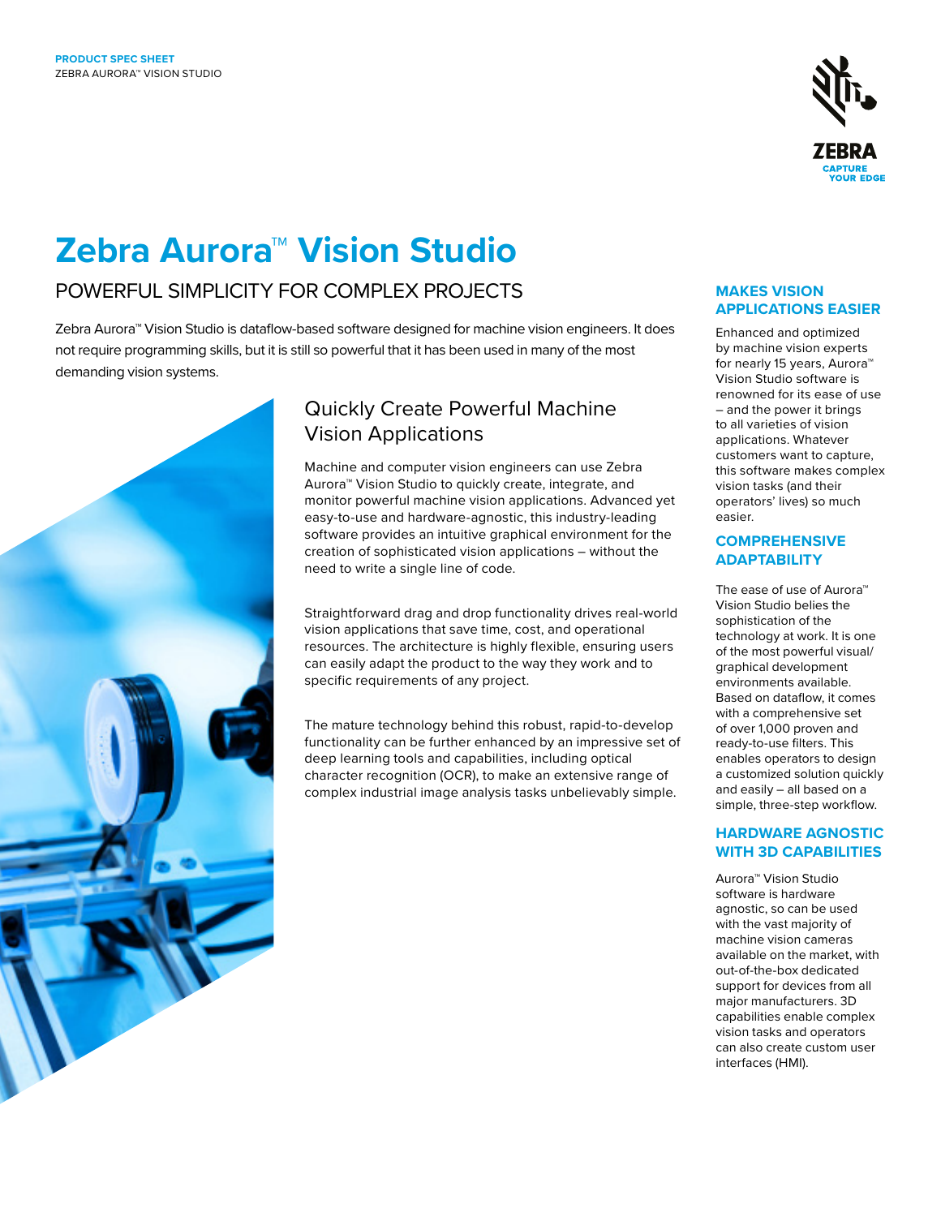PRODUCT SPEC SHEET
ZEBRA AURORA™ VISION STUDIO

# Zebra Aurora™ Vision Studio

## POWERFUL SIMPLICITY FOR COMPLEX PROJECTS

Zebra Aurora™ Vision Studio is dataflow-based software designed for machine vision engineers. It does not require programming skills, but it is still so powerful that it has been used in many of the most demanding vision systems.

### Quickly Create Powerful Machine Vision Applications

Machine and computer vision engineers can use Zebra Aurora™ Vision Studio to quickly create, integrate, and monitor powerful machine vision applications. Advanced yet easy-to-use and hardware-agnostic, this industry-leading software provides an intuitive graphical environment for the creation of sophisticated vision applications – without the need to write a single line of code.

Straightforward drag and drop functionality drives real-world vision applications that save time, cost, and operational resources. The architecture is highly flexible, ensuring users can easily adapt the product to the way they work and to specific requirements of any project.

The mature technology behind this robust, rapid-to-develop functionality can be further enhanced by an impressive set of deep learning tools and capabilities, including optical character recognition (OCR), to make an extensive range of complex industrial image analysis tasks unbelievably simple.

### MAKES VISION APPLICATIONS EASIER

Enhanced and optimized by machine vision experts for nearly 15 years, Aurora™ Vision Studio software is renowned for its ease of use – and the power it brings to all varieties of vision applications. Whatever customers want to capture, this software makes complex vision tasks (and their operators' lives) so much easier.

### COMPREHENSIVE ADAPTABILITY

The ease of use of Aurora™ Vision Studio belies the sophistication of the technology at work. It is one of the most powerful visual/graphical development environments available. Based on dataflow, it comes with a comprehensive set of over 1,000 proven and ready-to-use filters. This enables operators to design a customized solution quickly and easily – all based on a simple, three-step workflow.

### HARDWARE AGNOSTIC WITH 3D CAPABILITIES

Aurora™ Vision Studio software is hardware agnostic, so can be used with the vast majority of machine vision cameras available on the market, with out-of-the-box dedicated support for devices from all major manufacturers. 3D capabilities enable complex vision tasks and operators can also create custom user interfaces (HMI).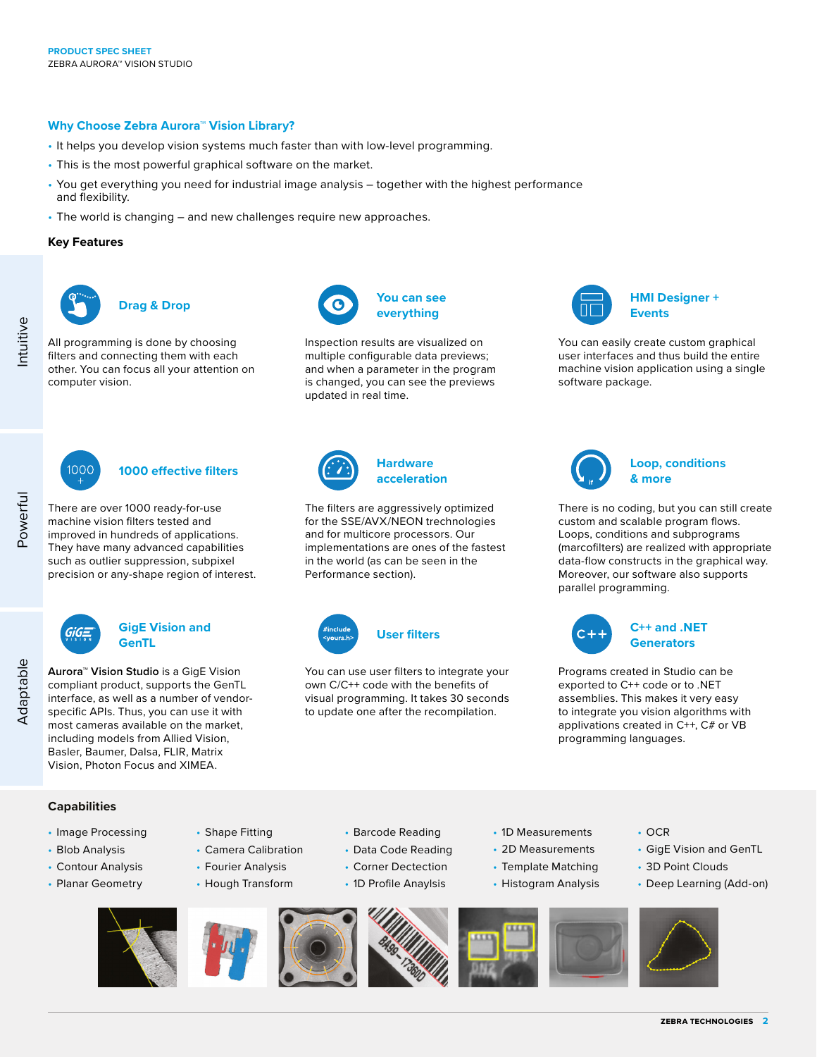## Why Choose Zebra Aurora™ Vision Library?

- It helps you develop vision systems much faster than with low-level programming.
- This is the most powerful graphical software on the market.
- You get everything you need for industrial image analysis – together with the highest performance and flexibility.
- The world is changing – and new challenges require new approaches.

### Key Features

**Intuitive**

#### Drag & Drop

All programming is done by choosing filters and connecting them with each other. You can focus all your attention on computer vision.

#### You can see everything

Inspection results are visualized on multiple configurable data previews; and when a parameter in the program is changed, you can see the previews updated in real time.

#### HMI Designer + Events

You can easily create custom graphical user interfaces and thus build the entire machine vision application using a single software package.

**Powerful**

#### 1000 effective filters

There are over 1000 ready-for-use machine vision filters tested and improved in hundreds of applications. They have many advanced capabilities such as outlier suppression, subpixel precision or any-shape region of interest.

#### Hardware acceleration

The filters are aggressively optimized for the SSE/AVX/NEON technologies and for multicore processors. Our implementations are ones of the fastest in the world (as can be seen in the Performance section).

#### Loop, conditions & more

There is no coding, but you can still create custom and scalable program flows. Loops, conditions and subprograms (marcofilters) are realized with appropriate data-flow constructs in the graphical way. Moreover, our software also supports parallel programming.

**Adaptable**

#### GigE Vision and GenTL

**Aurora™ Vision Studio** is a GigE Vision compliant product, supports the GenTL interface, as well as a number of vendor-specific APIs. Thus, you can use it with most cameras available on the market, including models from Allied Vision, Basler, Baumer, Dalsa, FLIR, Matrix Vision, Photon Focus and XIMEA.

#### User filters

You can use user filters to integrate your own C/C++ code with the benefits of visual programming. It takes 30 seconds to update one after the recompilation.

#### C++ and .NET Generators

Programs created in Studio can be exported to C++ code or to .NET assemblies. This makes it very easy to integrate you vision algorithms with applications created in C++, C# or VB programming languages.

### Capabilities

- Image Processing
- Blob Analysis
- Contour Analysis
- Planar Geometry
- Shape Fitting
- Camera Calibration
- Fourier Analysis
- Hough Transform
- Barcode Reading
- Data Code Reading
- Corner Dectection
- 1D Profile Anaylsis
- 1D Measurements
- 2D Measurements
- Template Matching
- Histogram Analysis
- OCR
- GigE Vision and GenTL
- 3D Point Clouds
- Deep Learning (Add-on)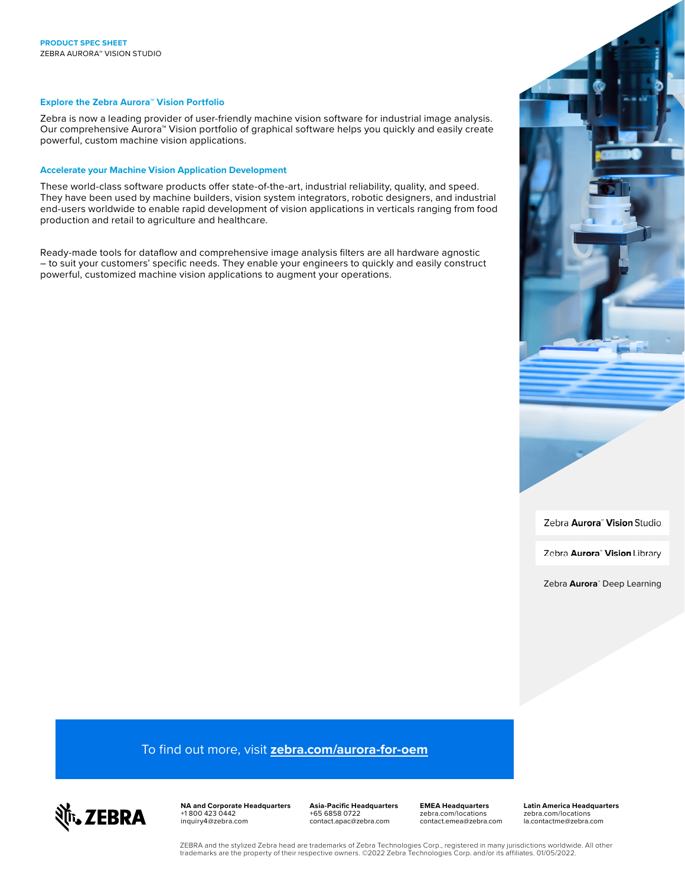### Explore the Zebra Aurora™ Vision Portfolio

Zebra is now a leading provider of user-friendly machine vision software for industrial image analysis. Our comprehensive Aurora™ Vision portfolio of graphical software helps you quickly and easily create powerful, custom machine vision applications.

### Accelerate your Machine Vision Application Development

These world-class software products offer state-of-the-art, industrial reliability, quality, and speed. They have been used by machine builders, vision system integrators, robotic designers, and industrial end-users worldwide to enable rapid development of vision applications in verticals ranging from food production and retail to agriculture and healthcare.

Ready-made tools for dataflow and comprehensive image analysis filters are all hardware agnostic – to suit your customers' specific needs. They enable your engineers to quickly and easily construct powerful, customized machine vision applications to augment your operations.

Zebra **Aurora**™ **Vision** Studio

Zebra **Aurora**™ **Vision** Library

Zebra **Aurora**™ Deep Learning

To find out more, visit **zebra.com/aurora-for-oem**

**NA and Corporate Headquarters**
+1 800 423 0442
inquiry4@zebra.com

**Asia-Pacific Headquarters**
+65 6858 0722
contact.apac@zebra.com

**EMEA Headquarters**
zebra.com/locations
contact.emea@zebra.com

**Latin America Headquarters**
zebra.com/locations
la.contactme@zebra.com

ZEBRA and the stylized Zebra head are trademarks of Zebra Technologies Corp., registered in many jurisdictions worldwide. All other trademarks are the property of their respective owners. ©2022 Zebra Technologies Corp. and/or its affiliates. 01/05/2022.